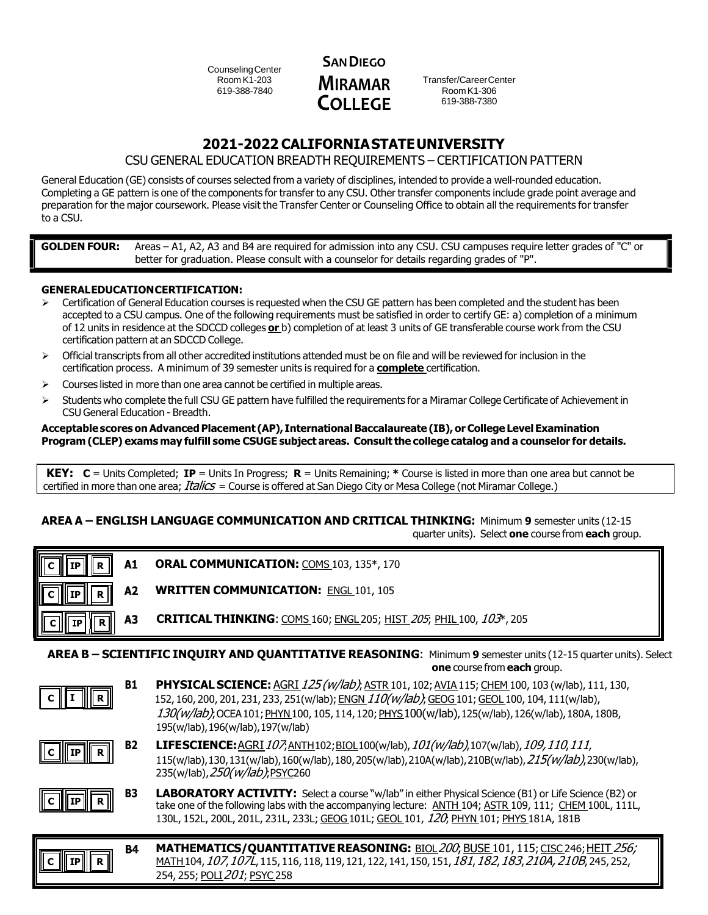Counseling Center
Room K1-203
619-388-7840

**SAN DIEGO MIRAMAR COLLEGE**

Transfer/Career Center
Room K1-306
619-388-7380

# 2021-2022 CALIFORNIA STATE UNIVERSITY

## CSU GENERAL EDUCATION BREADTH REQUIREMENTS – CERTIFICATION PATTERN

General Education (GE) consists of courses selected from a variety of disciplines, intended to provide a well-rounded education. Completing a GE pattern is one of the components for transfer to any CSU. Other transfer components include grade point average and preparation for the major coursework. Please visit the Transfer Center or Counseling Office to obtain all the requirements for transfer to a CSU.

**GOLDEN FOUR:** Areas – A1, A2, A3 and B4 are required for admission into any CSU. CSU campuses require letter grades of "C" or better for graduation. Please consult with a counselor for details regarding grades of "P".

**GENERAL EDUCATION CERTIFICATION:**

- Certification of General Education courses is requested when the CSU GE pattern has been completed and the student has been accepted to a CSU campus. One of the following requirements must be satisfied in order to certify GE: a) completion of a minimum of 12 units in residence at the SDCCD colleges **or** b) completion of at least 3 units of GE transferable course work from the CSU certification pattern at an SDCCD College.
- Official transcripts from all other accredited institutions attended must be on file and will be reviewed for inclusion in the certification process. A minimum of 39 semester units is required for a **complete** certification.
- Courses listed in more than one area cannot be certified in multiple areas.
- Students who complete the full CSU GE pattern have fulfilled the requirements for a Miramar College Certificate of Achievement in CSU General Education - Breadth.

**Acceptable scores on Advanced Placement (AP), International Baccalaureate (IB), or College Level Examination Program (CLEP) exams may fulfill some CSUGE subject areas. Consult the college catalog and a counselor for details.**

**KEY:** **C** = Units Completed; **IP** = Units In Progress; **R** = Units Remaining; **\*** Course is listed in more than one area but cannot be certified in more than one area; *Italics* = Course is offered at San Diego City or Mesa College (not Miramar College.)

## AREA A – ENGLISH LANGUAGE COMMUNICATION AND CRITICAL THINKING: Minimum 9 semester units (12-15 quarter units). Select one course from each group.

| C | IP | R | Area | Courses |
|---|---|---|---|---|
| | | | **A1** | **ORAL COMMUNICATION:** COMS 103, 135*, 170 |
| | | | **A2** | **WRITTEN COMMUNICATION:** ENGL 101, 105 |
| | | | **A3** | **CRITICAL THINKING**: COMS 160; ENGL 205; HIST *205*; PHIL 100, *103*\*, 205 |

## AREA B – SCIENTIFIC INQUIRY AND QUANTITATIVE REASONING: Minimum 9 semester units (12-15 quarter units). Select one course from each group.

| C | IP | R | Area | Courses |
|---|---|---|---|---|
| | | | **B1** | **PHYSICAL SCIENCE:** AGRI *125 (w/lab)*; ASTR 101, 102; AVIA 115; CHEM 100, 103 (w/lab), 111, 130, 152, 160, 200, 201, 231, 233, 251(w/lab); ENGN *110(w/lab)*; GEOG 101; GEOL 100, 104, 111(w/lab), *130(w/lab)*; OCEA 101; PHYN 100, 105, 114, 120; PHYS 100(w/lab), 125(w/lab), 126(w/lab), 180A, 180B, 195(w/lab), 196(w/lab), 197(w/lab) |
| | | | **B2** | **LIFE SCIENCE:** AGRI *107*; ANTH 102; BIOL 100(w/lab), *101(w/lab)*, 107(w/lab), *109*, *110*, *111*, 115(w/lab), 130, 131(w/lab), 160(w/lab), 180, 205(w/lab), 210A(w/lab), 210B(w/lab), *215(w/lab)*, 230(w/lab), 235(w/lab), *250(w/lab)*; PSYC 260 |
| | | | **B3** | **LABORATORY ACTIVITY:** Select a course "w/lab" in either Physical Science (B1) or Life Science (B2) or take one of the following labs with the accompanying lecture: ANTH 104; ASTR 109, 111; CHEM 100L, 111L, 130L, 152L, 200L, 201L, 231L, 233L; GEOG 101L; GEOL 101, *120*; PHYN 101; PHYS 181A, 181B |
| | | | **B4** | **MATHEMATICS/QUANTITATIVE REASONING:** BIOL *200*; BUSE 101, 115; CISC 246; HEIT *256*; MATH 104, *107*, *107L*, 115, 116, 118, 119, 121, 122, 141, 150, 151, *181*, *182*, *183*, *210A*, *210B*, 245, 252, 254, 255; POLI *201*; PSYC 258 |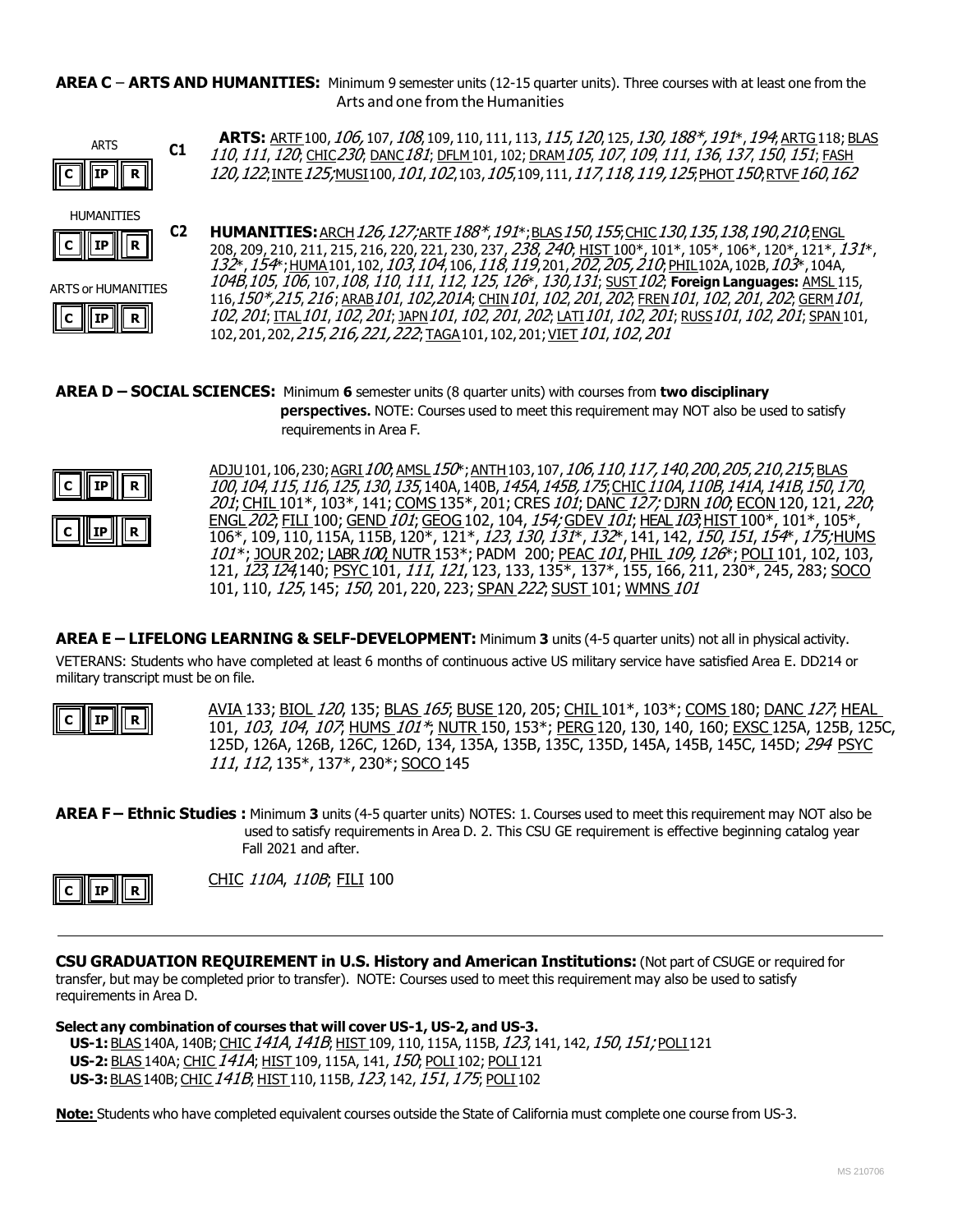**AREA C** – **ARTS AND HUMANITIES:** Minimum 9 semester units (12-15 quarter units). Three courses with at least one from the Arts and one from the Humanities

ARTS

C IP R

**C1** **ARTS:** ARTF 100, *106*, 107, *108*, 109, 110, 111, 113, *115*, *120*, 125, *130*, *188**, *191**, *194*; ARTG 118; BLAS *110*, *111*, *120*; CHIC *230*; DANC *181*; DFLM 101, 102; DRAM *105*, *107*, *109*, *111*, *136*, *137*, *150*, *151*; FASH *120*, *122*; INTE *125*; MUSI 100, *101*, *102*, 103, *105*, 109, 111, *117*, *118*, *119*, *125*; PHOT *150*; RTVF *160*, *162*

HUMANITIES

C IP R

**C2** **HUMANITIES:** ARCH *126*, *127*; ARTF *188**, *191**; BLAS *150*, *155*; CHIC *130*, *135*, *138*, *190*, *210*; ENGL 208, 209, 210, 211, 215, 216, 220, 221, 230, 237, *238*, *240*; HIST 100*, 101*, 105*, 106*, 120*, 121*, *131**, *132**, *154**; HUMA 101, 102, *103*, *104*, 106, *118*, *119*, 201, *202*, *205*, *210*; PHIL 102A, 102B, *103**, 104A, *104B*, 105, *106*, 107, *108*, *110*, *111*, *112*, *125*, *126**, *130*, *131*; SUST *102*; **Foreign Languages:** AMSL 115, 116, *150**, *215*, *216*; ARAB *101*, *102*, *201A*; CHIN *101*, *102*, *201*, *202*; FREN *101*, *102*, *201*, *202*; GERM *101*, *102*, *201*; ITAL *101*, *102*, *201*; JAPN *101*, *102*, *201*, *202*; LATI *101*, *102*, *201*; RUSS *101*, *102*, *201*; SPAN 101, 102, 201, 202, *215*, *216*, *221*, *222*; TAGA 101, 102, 201; VIET *101*, *102*, *201*

ARTS or HUMANITIES

C IP R

**AREA D – SOCIAL SCIENCES:** Minimum **6** semester units (8 quarter units) with courses from **two disciplinary perspectives.** NOTE: Courses used to meet this requirement may NOT also be used to satisfy requirements in Area F.

C IP R

C IP R

ADJU 101, 106, 230; AGRI *100*; AMSL *150**; ANTH 103, 107, *106*, *110*, *117*, *140*, *200*, *205*, *210*, *215*; BLAS *100*, *104*, *115*, *116*, *125*, *130*, *135*, 140A, 140B, *145A*, *145B*, *175*; CHIC *110A*, *110B*, *141A*, *141B*, *150*, *170*, *201*; CHIL 101*, 103*, 141; COMS 135*, 201; CRES *101*; DANC *127;* DJRN *100*; ECON 120, 121, *220*; ENGL *202*; FILI 100; GEND *101*; GEOG 102, 104, *154;* GDEV *101*; HEAL *103*; HIST 100*, 101*, 105*, 106*, 109, 110, 115A, 115B, 120*, 121*, *123*, *130*, *131**, *132**, 141, 142, *150*, *151*, *154**, *175;* HUMS *101**; JOUR 202; LABR *100*, NUTR 153*; PADM 200; PEAC *101*, PHIL *109*, *126**; POLI 101, 102, 103, 121, *123*, *124*, 140; PSYC 101, *111*, *121*, 123, 133, 135*, 137*, 155, 166, 211, 230*, 245, 283; SOCO 101, 110, *125*, 145; *150*, 201, 220, 223; SPAN *222*; SUST 101; WMNS *101*

**AREA E – LIFELONG LEARNING & SELF-DEVELOPMENT:** Minimum **3** units (4-5 quarter units) not all in physical activity.

VETERANS: Students who have completed at least 6 months of continuous active US military service have satisfied Area E. DD214 or military transcript must be on file.

C IP R

AVIA 133; BIOL *120*, 135; BLAS *165*; BUSE 120, 205; CHIL 101*, 103*; COMS 180; DANC *127*; HEAL 101, *103*, *104*, *107*; HUMS *101**; NUTR 150, 153*; PERG 120, 130, 140, 160; EXSC 125A, 125B, 125C, 125D, 126A, 126B, 126C, 126D, 134, 135A, 135B, 135C, 135D, 145A, 145B, 145C, 145D; *294* PSYC *111*, *112*, 135*, 137*, 230*; SOCO 145

**AREA F – Ethnic Studies :** Minimum **3** units (4-5 quarter units) NOTES: 1. Courses used to meet this requirement may NOT also be used to satisfy requirements in Area D. 2. This CSU GE requirement is effective beginning catalog year Fall 2021 and after.

C IP R

CHIC *110A*, *110B*; FILI 100

---

**CSU GRADUATION REQUIREMENT in U.S. History and American Institutions:** (Not part of CSUGE or required for transfer, but may be completed prior to transfer). NOTE: Courses used to meet this requirement may also be used to satisfy requirements in Area D.

**Select any combination of courses that will cover US-1, US-2, and US-3.**

**US-1:** BLAS 140A, 140B; CHIC *141A*, *141B*; HIST 109, 110, 115A, 115B, *123*, 141, 142, *150*, *151;* POLI 121

**US-2:** BLAS 140A; CHIC *141A*; HIST 109, 115A, 141, *150*; POLI 102; POLI 121

**US-3:** BLAS 140B; CHIC *141B*; HIST 110, 115B, *123*, 142, *151*, *175*; POLI 102

**Note:** Students who have completed equivalent courses outside the State of California must complete one course from US-3.

MS 210706